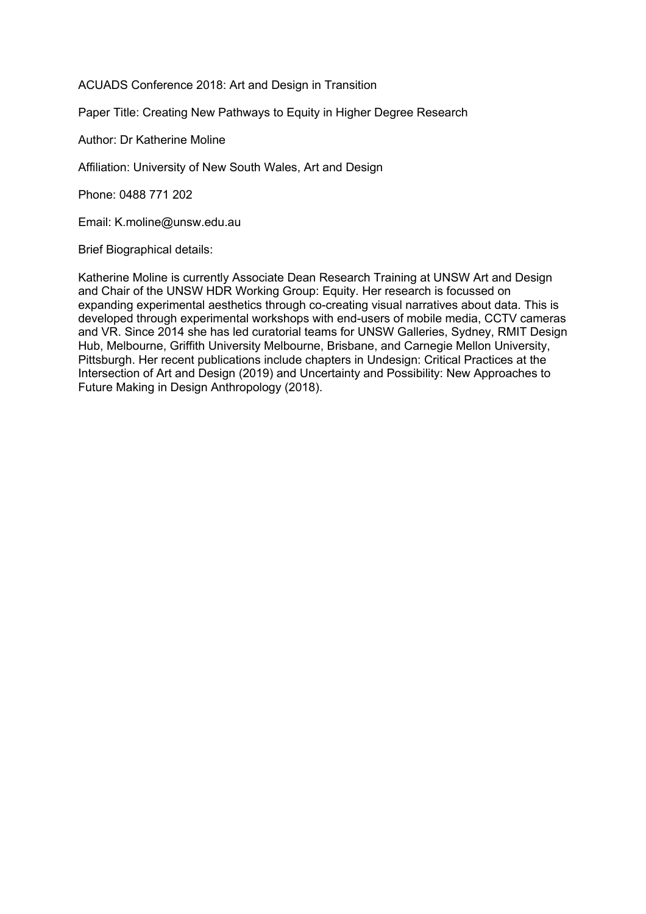ACUADS Conference 2018: Art and Design in Transition

Paper Title: Creating New Pathways to Equity in Higher Degree Research

Author: Dr Katherine Moline

Affiliation: University of New South Wales, Art and Design

Phone: 0488 771 202

Email: K.moline@unsw.edu.au

Brief Biographical details:

Katherine Moline is currently Associate Dean Research Training at UNSW Art and Design and Chair of the UNSW HDR Working Group: Equity. Her research is focussed on expanding experimental aesthetics through co-creating visual narratives about data. This is developed through experimental workshops with end-users of mobile media, CCTV cameras and VR. Since 2014 she has led curatorial teams for UNSW Galleries, Sydney, RMIT Design Hub, Melbourne, Griffith University Melbourne, Brisbane, and Carnegie Mellon University, Pittsburgh. Her recent publications include chapters in Undesign: Critical Practices at the Intersection of Art and Design (2019) and Uncertainty and Possibility: New Approaches to Future Making in Design Anthropology (2018).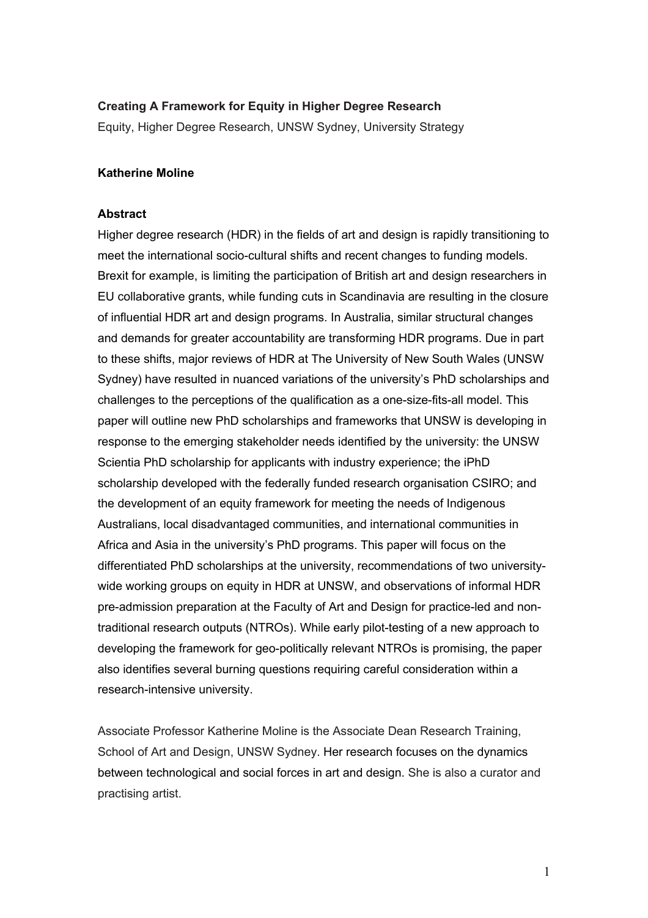**Creating A Framework for Equity in Higher Degree Research**

Equity, Higher Degree Research, UNSW Sydney, University Strategy

**Katherine Moline**

**Abstract**

Higher degree research (HDR) in the fields of art and design is rapidly transitioning to meet the international socio-cultural shifts and recent changes to funding models. Brexit for example, is limiting the participation of British art and design researchers in EU collaborative grants, while funding cuts in Scandinavia are resulting in the closure of influential HDR art and design programs. In Australia, similar structural changes and demands for greater accountability are transforming HDR programs. Due in part to these shifts, major reviews of HDR at The University of New South Wales (UNSW Sydney) have resulted in nuanced variations of the university's PhD scholarships and challenges to the perceptions of the qualification as a one-size-fits-all model. This paper will outline new PhD scholarships and frameworks that UNSW is developing in response to the emerging stakeholder needs identified by the university: the UNSW Scientia PhD scholarship for applicants with industry experience; the iPhD scholarship developed with the federally funded research organisation CSIRO; and the development of an equity framework for meeting the needs of Indigenous Australians, local disadvantaged communities, and international communities in Africa and Asia in the university's PhD programs. This paper will focus on the differentiated PhD scholarships at the university, recommendations of two university-wide working groups on equity in HDR at UNSW, and observations of informal HDR pre-admission preparation at the Faculty of Art and Design for practice-led and non-traditional research outputs (NTROs). While early pilot-testing of a new approach to developing the framework for geo-politically relevant NTROs is promising, the paper also identifies several burning questions requiring careful consideration within a research-intensive university.

Associate Professor Katherine Moline is the Associate Dean Research Training, School of Art and Design, UNSW Sydney. Her research focuses on the dynamics between technological and social forces in art and design. She is also a curator and practising artist.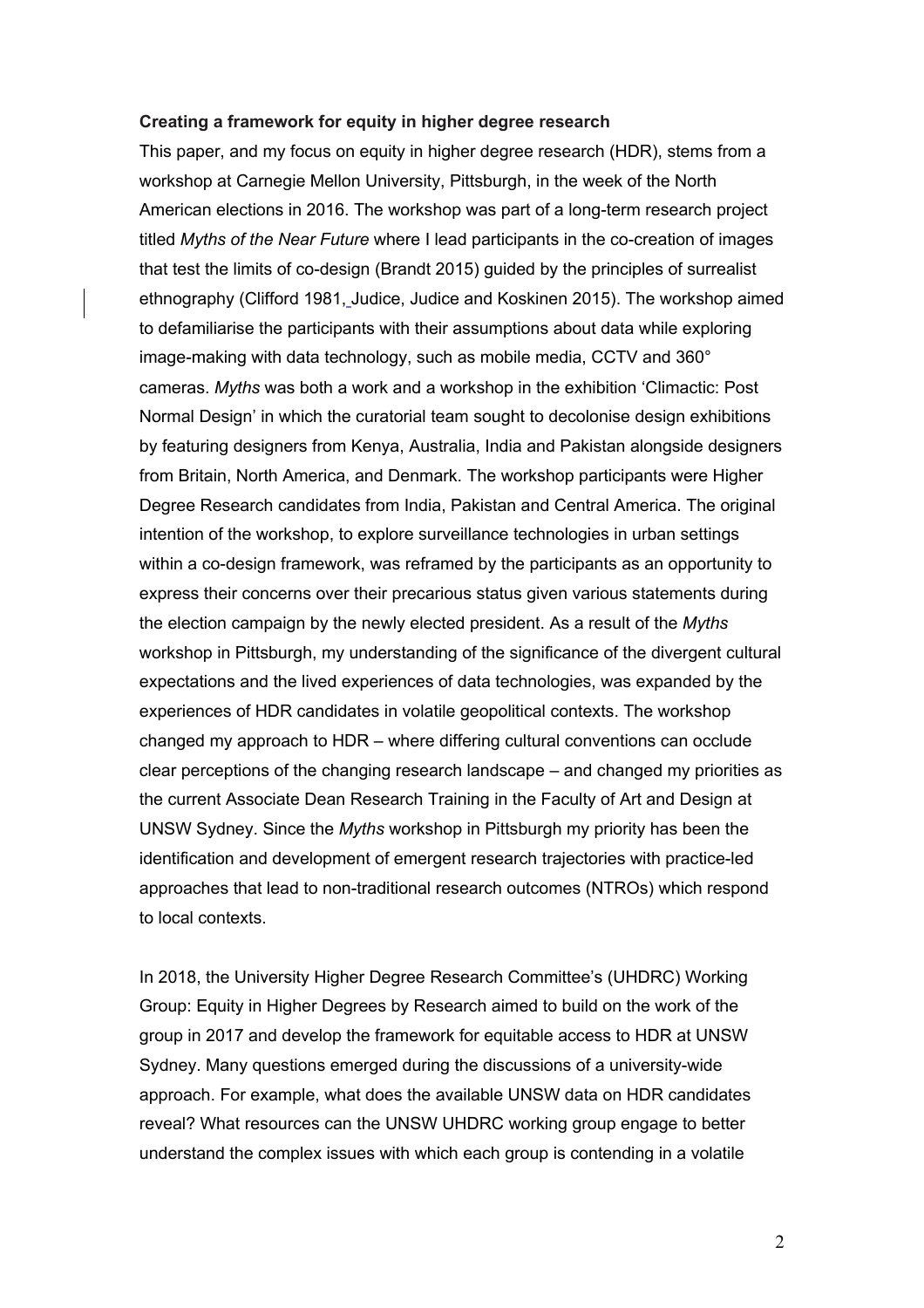**Creating a framework for equity in higher degree research**

This paper, and my focus on equity in higher degree research (HDR), stems from a workshop at Carnegie Mellon University, Pittsburgh, in the week of the North American elections in 2016. The workshop was part of a long-term research project titled *Myths of the Near Future* where I lead participants in the co-creation of images that test the limits of co-design (Brandt 2015) guided by the principles of surrealist ethnography (Clifford 1981, Judice, Judice and Koskinen 2015). The workshop aimed to defamiliarise the participants with their assumptions about data while exploring image-making with data technology, such as mobile media, CCTV and 360° cameras. *Myths* was both a work and a workshop in the exhibition 'Climactic: Post Normal Design' in which the curatorial team sought to decolonise design exhibitions by featuring designers from Kenya, Australia, India and Pakistan alongside designers from Britain, North America, and Denmark. The workshop participants were Higher Degree Research candidates from India, Pakistan and Central America. The original intention of the workshop, to explore surveillance technologies in urban settings within a co-design framework, was reframed by the participants as an opportunity to express their concerns over their precarious status given various statements during the election campaign by the newly elected president. As a result of the *Myths* workshop in Pittsburgh, my understanding of the significance of the divergent cultural expectations and the lived experiences of data technologies, was expanded by the experiences of HDR candidates in volatile geopolitical contexts. The workshop changed my approach to HDR – where differing cultural conventions can occlude clear perceptions of the changing research landscape – and changed my priorities as the current Associate Dean Research Training in the Faculty of Art and Design at UNSW Sydney. Since the *Myths* workshop in Pittsburgh my priority has been the identification and development of emergent research trajectories with practice-led approaches that lead to non-traditional research outcomes (NTROs) which respond to local contexts.

In 2018, the University Higher Degree Research Committee's (UHDRC) Working Group: Equity in Higher Degrees by Research aimed to build on the work of the group in 2017 and develop the framework for equitable access to HDR at UNSW Sydney. Many questions emerged during the discussions of a university-wide approach. For example, what does the available UNSW data on HDR candidates reveal? What resources can the UNSW UHDRC working group engage to better understand the complex issues with which each group is contending in a volatile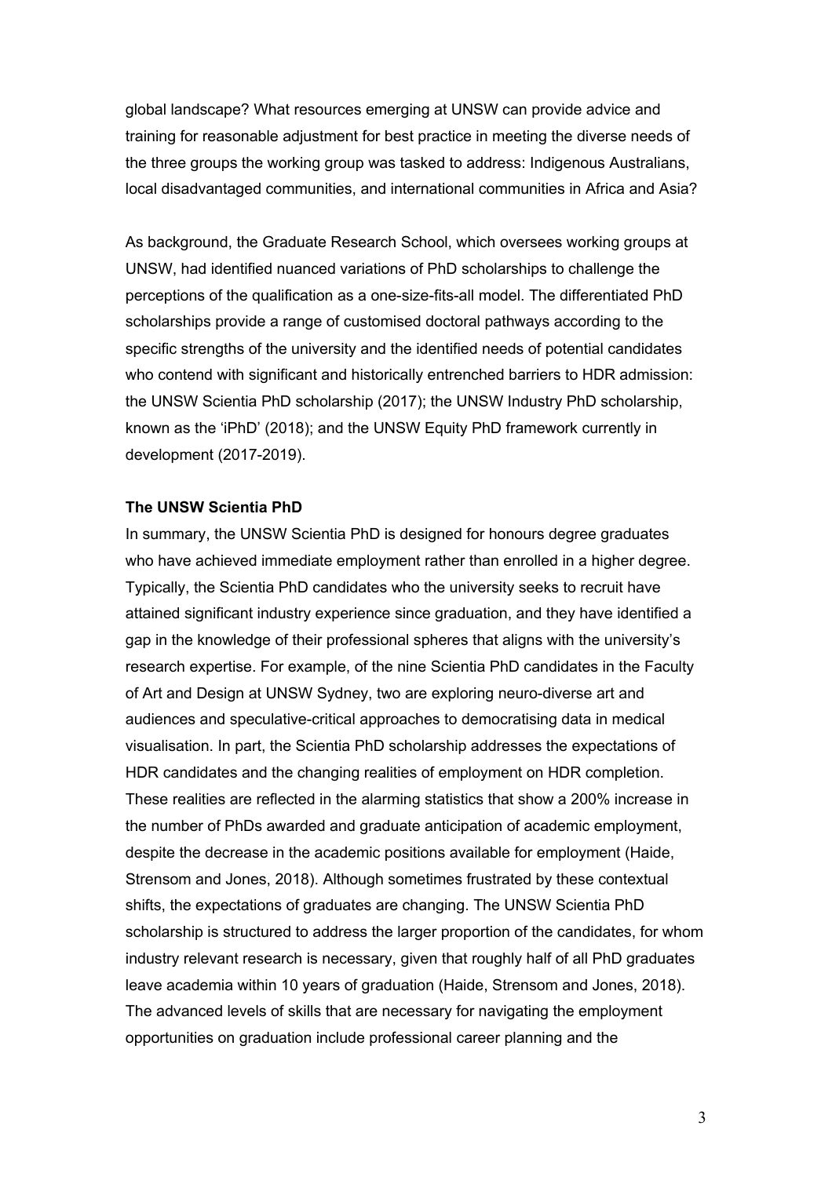global landscape? What resources emerging at UNSW can provide advice and training for reasonable adjustment for best practice in meeting the diverse needs of the three groups the working group was tasked to address: Indigenous Australians, local disadvantaged communities, and international communities in Africa and Asia?

As background, the Graduate Research School, which oversees working groups at UNSW, had identified nuanced variations of PhD scholarships to challenge the perceptions of the qualification as a one-size-fits-all model. The differentiated PhD scholarships provide a range of customised doctoral pathways according to the specific strengths of the university and the identified needs of potential candidates who contend with significant and historically entrenched barriers to HDR admission: the UNSW Scientia PhD scholarship (2017); the UNSW Industry PhD scholarship, known as the 'iPhD' (2018); and the UNSW Equity PhD framework currently in development (2017-2019).

**The UNSW Scientia PhD**

In summary, the UNSW Scientia PhD is designed for honours degree graduates who have achieved immediate employment rather than enrolled in a higher degree. Typically, the Scientia PhD candidates who the university seeks to recruit have attained significant industry experience since graduation, and they have identified a gap in the knowledge of their professional spheres that aligns with the university's research expertise. For example, of the nine Scientia PhD candidates in the Faculty of Art and Design at UNSW Sydney, two are exploring neuro-diverse art and audiences and speculative-critical approaches to democratising data in medical visualisation. In part, the Scientia PhD scholarship addresses the expectations of HDR candidates and the changing realities of employment on HDR completion. These realities are reflected in the alarming statistics that show a 200% increase in the number of PhDs awarded and graduate anticipation of academic employment, despite the decrease in the academic positions available for employment (Haide, Strensom and Jones, 2018). Although sometimes frustrated by these contextual shifts, the expectations of graduates are changing. The UNSW Scientia PhD scholarship is structured to address the larger proportion of the candidates, for whom industry relevant research is necessary, given that roughly half of all PhD graduates leave academia within 10 years of graduation (Haide, Strensom and Jones, 2018). The advanced levels of skills that are necessary for navigating the employment opportunities on graduation include professional career planning and the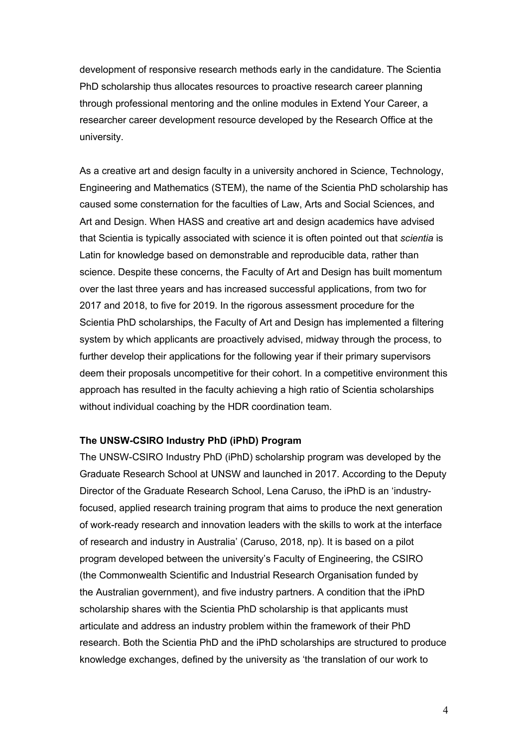development of responsive research methods early in the candidature. The Scientia PhD scholarship thus allocates resources to proactive research career planning through professional mentoring and the online modules in Extend Your Career, a researcher career development resource developed by the Research Office at the university.

As a creative art and design faculty in a university anchored in Science, Technology, Engineering and Mathematics (STEM), the name of the Scientia PhD scholarship has caused some consternation for the faculties of Law, Arts and Social Sciences, and Art and Design. When HASS and creative art and design academics have advised that Scientia is typically associated with science it is often pointed out that *scientia* is Latin for knowledge based on demonstrable and reproducible data, rather than science. Despite these concerns, the Faculty of Art and Design has built momentum over the last three years and has increased successful applications, from two for 2017 and 2018, to five for 2019. In the rigorous assessment procedure for the Scientia PhD scholarships, the Faculty of Art and Design has implemented a filtering system by which applicants are proactively advised, midway through the process, to further develop their applications for the following year if their primary supervisors deem their proposals uncompetitive for their cohort. In a competitive environment this approach has resulted in the faculty achieving a high ratio of Scientia scholarships without individual coaching by the HDR coordination team.

**The UNSW-CSIRO Industry PhD (iPhD) Program**

The UNSW-CSIRO Industry PhD (iPhD) scholarship program was developed by the Graduate Research School at UNSW and launched in 2017. According to the Deputy Director of the Graduate Research School, Lena Caruso, the iPhD is an 'industry-focused, applied research training program that aims to produce the next generation of work-ready research and innovation leaders with the skills to work at the interface of research and industry in Australia' (Caruso, 2018, np). It is based on a pilot program developed between the university's Faculty of Engineering, the CSIRO (the Commonwealth Scientific and Industrial Research Organisation funded by the Australian government), and five industry partners. A condition that the iPhD scholarship shares with the Scientia PhD scholarship is that applicants must articulate and address an industry problem within the framework of their PhD research. Both the Scientia PhD and the iPhD scholarships are structured to produce knowledge exchanges, defined by the university as 'the translation of our work to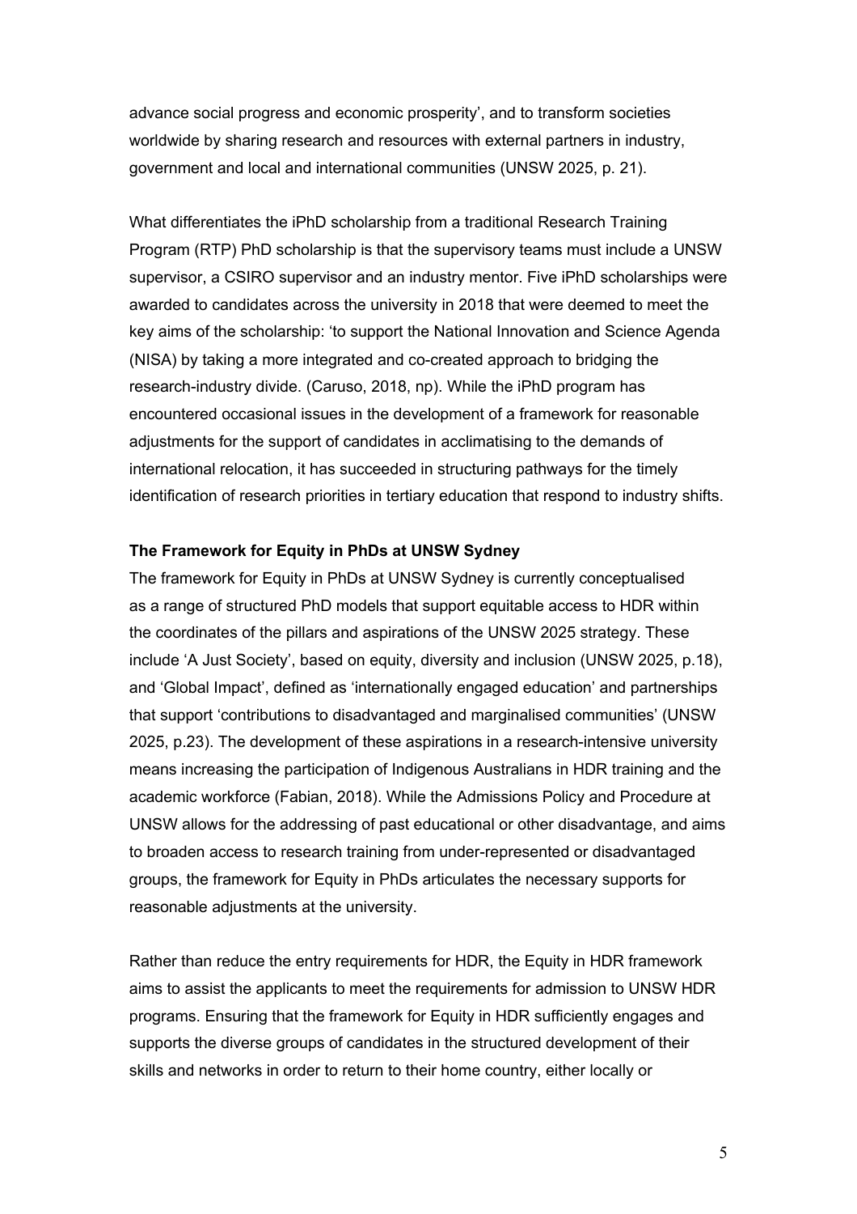advance social progress and economic prosperity', and to transform societies worldwide by sharing research and resources with external partners in industry, government and local and international communities (UNSW 2025, p. 21).

What differentiates the iPhD scholarship from a traditional Research Training Program (RTP) PhD scholarship is that the supervisory teams must include a UNSW supervisor, a CSIRO supervisor and an industry mentor. Five iPhD scholarships were awarded to candidates across the university in 2018 that were deemed to meet the key aims of the scholarship: 'to support the National Innovation and Science Agenda (NISA) by taking a more integrated and co-created approach to bridging the research-industry divide. (Caruso, 2018, np). While the iPhD program has encountered occasional issues in the development of a framework for reasonable adjustments for the support of candidates in acclimatising to the demands of international relocation, it has succeeded in structuring pathways for the timely identification of research priorities in tertiary education that respond to industry shifts.

**The Framework for Equity in PhDs at UNSW Sydney**

The framework for Equity in PhDs at UNSW Sydney is currently conceptualised as a range of structured PhD models that support equitable access to HDR within the coordinates of the pillars and aspirations of the UNSW 2025 strategy. These include 'A Just Society', based on equity, diversity and inclusion (UNSW 2025, p.18), and 'Global Impact', defined as 'internationally engaged education' and partnerships that support 'contributions to disadvantaged and marginalised communities' (UNSW 2025, p.23). The development of these aspirations in a research-intensive university means increasing the participation of Indigenous Australians in HDR training and the academic workforce (Fabian, 2018). While the Admissions Policy and Procedure at UNSW allows for the addressing of past educational or other disadvantage, and aims to broaden access to research training from under-represented or disadvantaged groups, the framework for Equity in PhDs articulates the necessary supports for reasonable adjustments at the university.

Rather than reduce the entry requirements for HDR, the Equity in HDR framework aims to assist the applicants to meet the requirements for admission to UNSW HDR programs. Ensuring that the framework for Equity in HDR sufficiently engages and supports the diverse groups of candidates in the structured development of their skills and networks in order to return to their home country, either locally or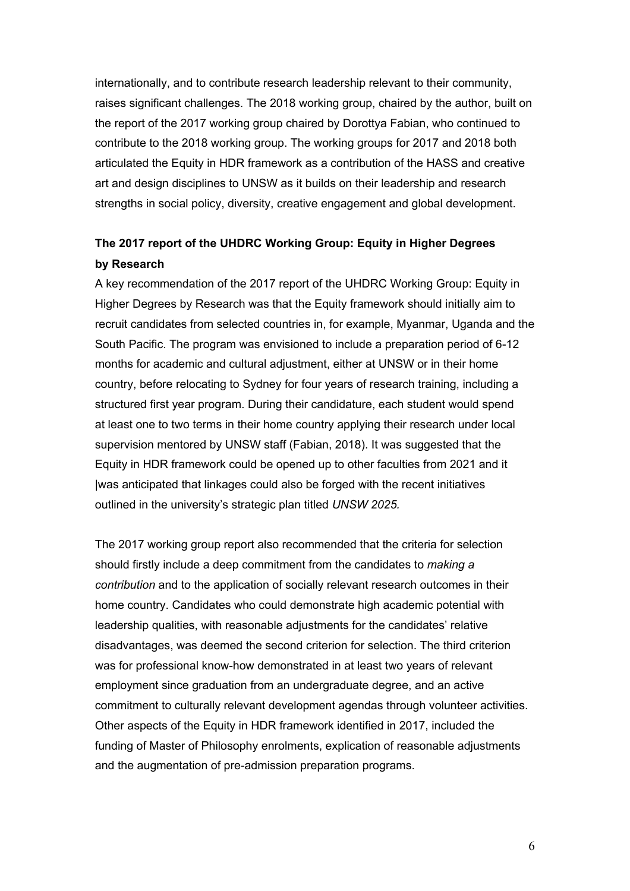internationally, and to contribute research leadership relevant to their community, raises significant challenges. The 2018 working group, chaired by the author, built on the report of the 2017 working group chaired by Dorottya Fabian, who continued to contribute to the 2018 working group. The working groups for 2017 and 2018 both articulated the Equity in HDR framework as a contribution of the HASS and creative art and design disciplines to UNSW as it builds on their leadership and research strengths in social policy, diversity, creative engagement and global development.

**The 2017 report of the UHDRC Working Group: Equity in Higher Degrees by Research**

A key recommendation of the 2017 report of the UHDRC Working Group: Equity in Higher Degrees by Research was that the Equity framework should initially aim to recruit candidates from selected countries in, for example, Myanmar, Uganda and the South Pacific. The program was envisioned to include a preparation period of 6-12 months for academic and cultural adjustment, either at UNSW or in their home country, before relocating to Sydney for four years of research training, including a structured first year program. During their candidature, each student would spend at least one to two terms in their home country applying their research under local supervision mentored by UNSW staff (Fabian, 2018). It was suggested that the Equity in HDR framework could be opened up to other faculties from 2021 and it |was anticipated that linkages could also be forged with the recent initiatives outlined in the university's strategic plan titled *UNSW 2025.*

The 2017 working group report also recommended that the criteria for selection should firstly include a deep commitment from the candidates to *making a contribution* and to the application of socially relevant research outcomes in their home country. Candidates who could demonstrate high academic potential with leadership qualities, with reasonable adjustments for the candidates' relative disadvantages, was deemed the second criterion for selection. The third criterion was for professional know-how demonstrated in at least two years of relevant employment since graduation from an undergraduate degree, and an active commitment to culturally relevant development agendas through volunteer activities. Other aspects of the Equity in HDR framework identified in 2017, included the funding of Master of Philosophy enrolments, explication of reasonable adjustments and the augmentation of pre-admission preparation programs.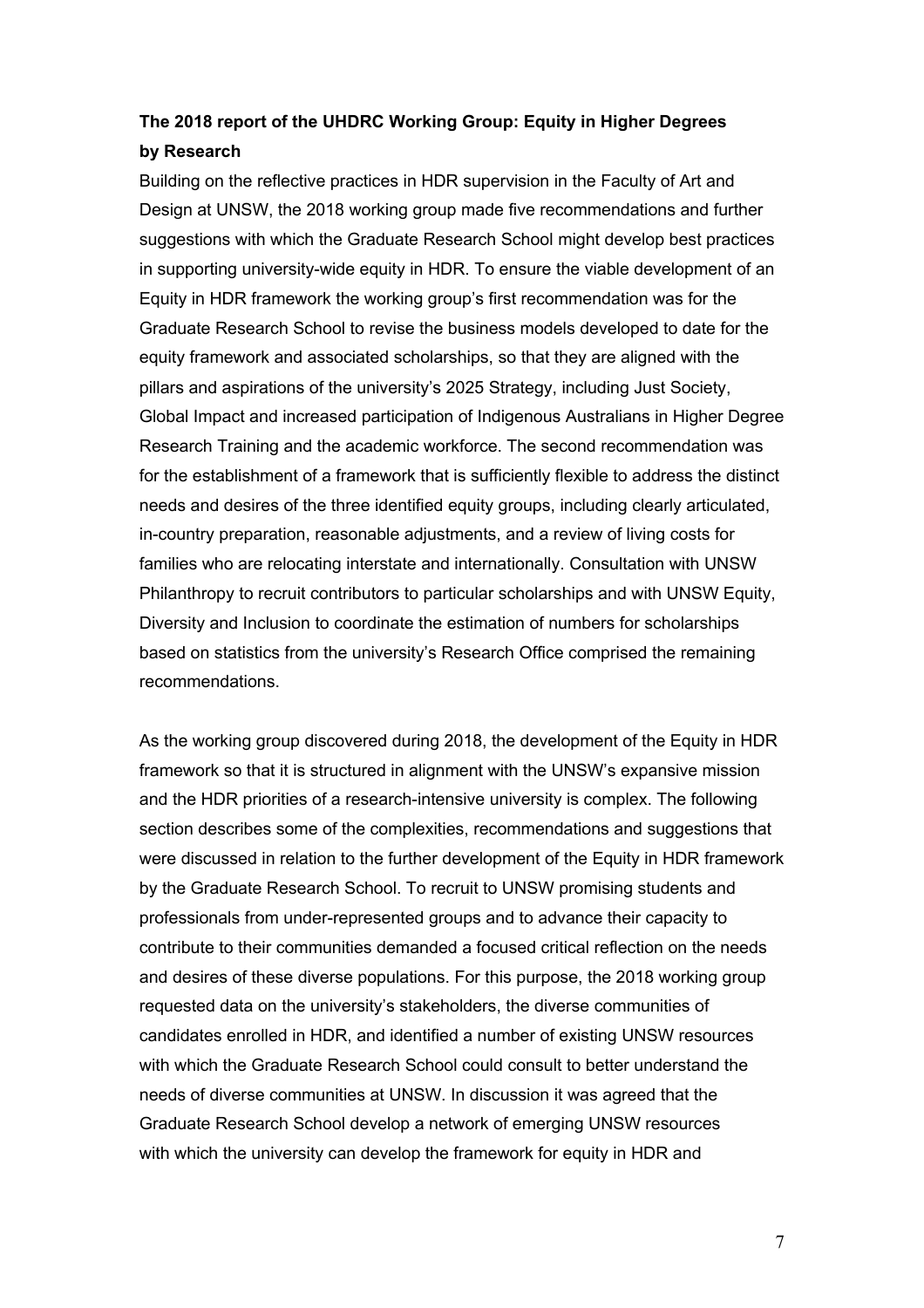**The 2018 report of the UHDRC Working Group: Equity in Higher Degrees by Research**

Building on the reflective practices in HDR supervision in the Faculty of Art and Design at UNSW, the 2018 working group made five recommendations and further suggestions with which the Graduate Research School might develop best practices in supporting university-wide equity in HDR. To ensure the viable development of an Equity in HDR framework the working group's first recommendation was for the Graduate Research School to revise the business models developed to date for the equity framework and associated scholarships, so that they are aligned with the pillars and aspirations of the university's 2025 Strategy, including Just Society, Global Impact and increased participation of Indigenous Australians in Higher Degree Research Training and the academic workforce. The second recommendation was for the establishment of a framework that is sufficiently flexible to address the distinct needs and desires of the three identified equity groups, including clearly articulated, in-country preparation, reasonable adjustments, and a review of living costs for families who are relocating interstate and internationally. Consultation with UNSW Philanthropy to recruit contributors to particular scholarships and with UNSW Equity, Diversity and Inclusion to coordinate the estimation of numbers for scholarships based on statistics from the university's Research Office comprised the remaining recommendations.

As the working group discovered during 2018, the development of the Equity in HDR framework so that it is structured in alignment with the UNSW's expansive mission and the HDR priorities of a research-intensive university is complex. The following section describes some of the complexities, recommendations and suggestions that were discussed in relation to the further development of the Equity in HDR framework by the Graduate Research School. To recruit to UNSW promising students and professionals from under-represented groups and to advance their capacity to contribute to their communities demanded a focused critical reflection on the needs and desires of these diverse populations. For this purpose, the 2018 working group requested data on the university's stakeholders, the diverse communities of candidates enrolled in HDR, and identified a number of existing UNSW resources with which the Graduate Research School could consult to better understand the needs of diverse communities at UNSW. In discussion it was agreed that the Graduate Research School develop a network of emerging UNSW resources with which the university can develop the framework for equity in HDR and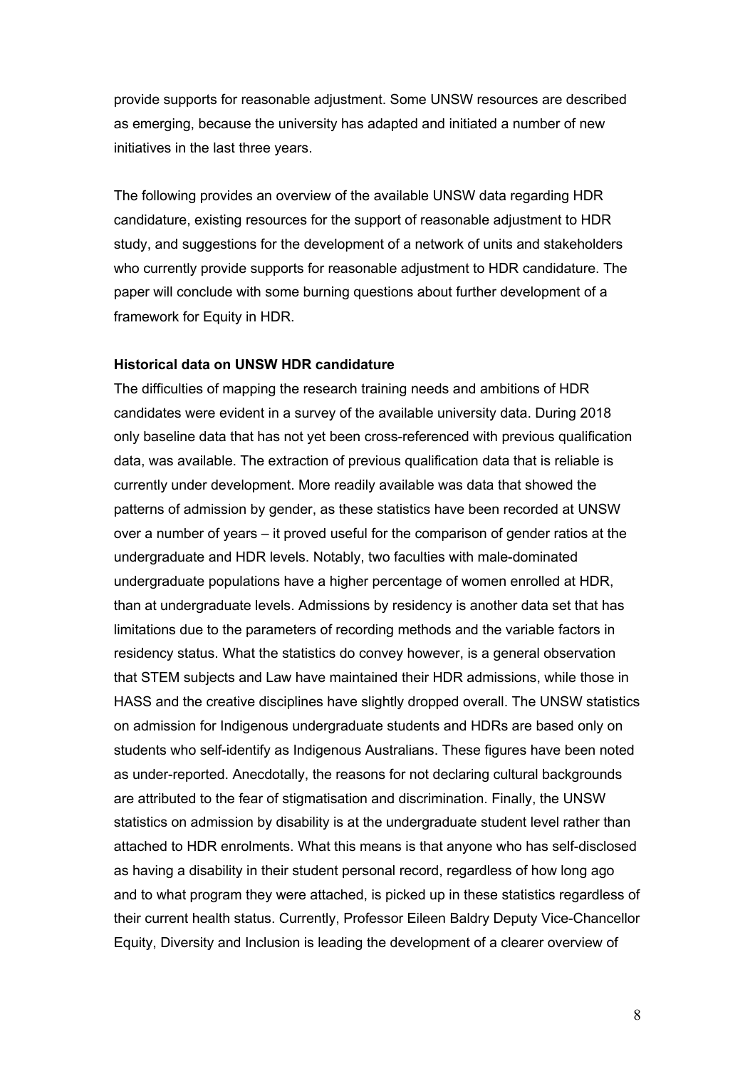provide supports for reasonable adjustment. Some UNSW resources are described as emerging, because the university has adapted and initiated a number of new initiatives in the last three years.

The following provides an overview of the available UNSW data regarding HDR candidature, existing resources for the support of reasonable adjustment to HDR study, and suggestions for the development of a network of units and stakeholders who currently provide supports for reasonable adjustment to HDR candidature. The paper will conclude with some burning questions about further development of a framework for Equity in HDR.

**Historical data on UNSW HDR candidature**

The difficulties of mapping the research training needs and ambitions of HDR candidates were evident in a survey of the available university data. During 2018 only baseline data that has not yet been cross-referenced with previous qualification data, was available. The extraction of previous qualification data that is reliable is currently under development. More readily available was data that showed the patterns of admission by gender, as these statistics have been recorded at UNSW over a number of years – it proved useful for the comparison of gender ratios at the undergraduate and HDR levels. Notably, two faculties with male-dominated undergraduate populations have a higher percentage of women enrolled at HDR, than at undergraduate levels. Admissions by residency is another data set that has limitations due to the parameters of recording methods and the variable factors in residency status. What the statistics do convey however, is a general observation that STEM subjects and Law have maintained their HDR admissions, while those in HASS and the creative disciplines have slightly dropped overall. The UNSW statistics on admission for Indigenous undergraduate students and HDRs are based only on students who self-identify as Indigenous Australians. These figures have been noted as under-reported. Anecdotally, the reasons for not declaring cultural backgrounds are attributed to the fear of stigmatisation and discrimination. Finally, the UNSW statistics on admission by disability is at the undergraduate student level rather than attached to HDR enrolments. What this means is that anyone who has self-disclosed as having a disability in their student personal record, regardless of how long ago and to what program they were attached, is picked up in these statistics regardless of their current health status. Currently, Professor Eileen Baldry Deputy Vice-Chancellor Equity, Diversity and Inclusion is leading the development of a clearer overview of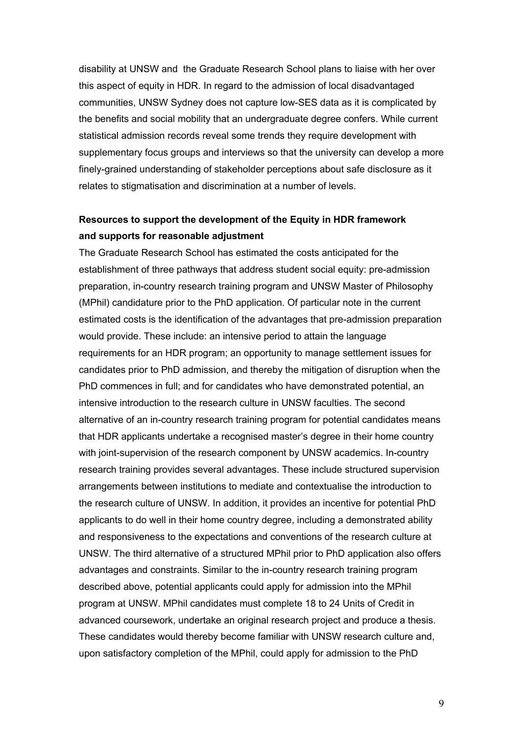disability at UNSW and the Graduate Research School plans to liaise with her over this aspect of equity in HDR. In regard to the admission of local disadvantaged communities, UNSW Sydney does not capture low-SES data as it is complicated by the benefits and social mobility that an undergraduate degree confers. While current statistical admission records reveal some trends they require development with supplementary focus groups and interviews so that the university can develop a more finely-grained understanding of stakeholder perceptions about safe disclosure as it relates to stigmatisation and discrimination at a number of levels.

**Resources to support the development of the Equity in HDR framework and supports for reasonable adjustment**

The Graduate Research School has estimated the costs anticipated for the establishment of three pathways that address student social equity: pre-admission preparation, in-country research training program and UNSW Master of Philosophy (MPhil) candidature prior to the PhD application. Of particular note in the current estimated costs is the identification of the advantages that pre-admission preparation would provide. These include: an intensive period to attain the language requirements for an HDR program; an opportunity to manage settlement issues for candidates prior to PhD admission, and thereby the mitigation of disruption when the PhD commences in full; and for candidates who have demonstrated potential, an intensive introduction to the research culture in UNSW faculties. The second alternative of an in-country research training program for potential candidates means that HDR applicants undertake a recognised master's degree in their home country with joint-supervision of the research component by UNSW academics. In-country research training provides several advantages. These include structured supervision arrangements between institutions to mediate and contextualise the introduction to the research culture of UNSW. In addition, it provides an incentive for potential PhD applicants to do well in their home country degree, including a demonstrated ability and responsiveness to the expectations and conventions of the research culture at UNSW. The third alternative of a structured MPhil prior to PhD application also offers advantages and constraints. Similar to the in-country research training program described above, potential applicants could apply for admission into the MPhil program at UNSW. MPhil candidates must complete 18 to 24 Units of Credit in advanced coursework, undertake an original research project and produce a thesis. These candidates would thereby become familiar with UNSW research culture and, upon satisfactory completion of the MPhil, could apply for admission to the PhD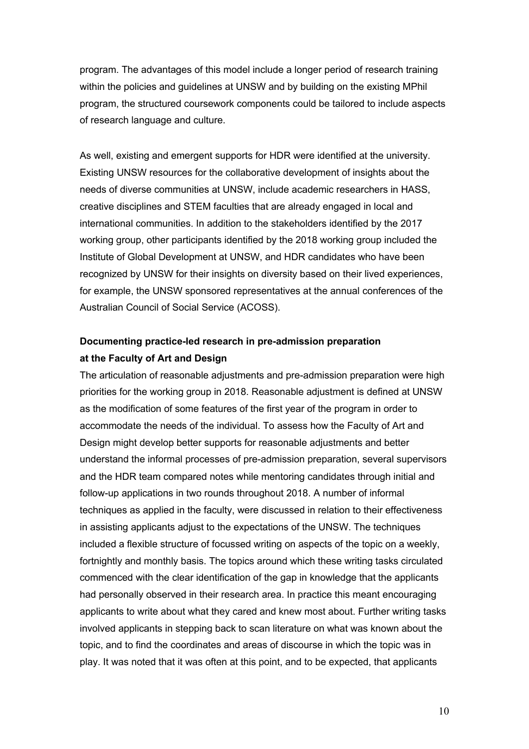program. The advantages of this model include a longer period of research training within the policies and guidelines at UNSW and by building on the existing MPhil program, the structured coursework components could be tailored to include aspects of research language and culture.

As well, existing and emergent supports for HDR were identified at the university. Existing UNSW resources for the collaborative development of insights about the needs of diverse communities at UNSW, include academic researchers in HASS, creative disciplines and STEM faculties that are already engaged in local and international communities. In addition to the stakeholders identified by the 2017 working group, other participants identified by the 2018 working group included the Institute of Global Development at UNSW, and HDR candidates who have been recognized by UNSW for their insights on diversity based on their lived experiences, for example, the UNSW sponsored representatives at the annual conferences of the Australian Council of Social Service (ACOSS).

**Documenting practice-led research in pre-admission preparation at the Faculty of Art and Design**

The articulation of reasonable adjustments and pre-admission preparation were high priorities for the working group in 2018. Reasonable adjustment is defined at UNSW as the modification of some features of the first year of the program in order to accommodate the needs of the individual. To assess how the Faculty of Art and Design might develop better supports for reasonable adjustments and better understand the informal processes of pre-admission preparation, several supervisors and the HDR team compared notes while mentoring candidates through initial and follow-up applications in two rounds throughout 2018. A number of informal techniques as applied in the faculty, were discussed in relation to their effectiveness in assisting applicants adjust to the expectations of the UNSW. The techniques included a flexible structure of focussed writing on aspects of the topic on a weekly, fortnightly and monthly basis. The topics around which these writing tasks circulated commenced with the clear identification of the gap in knowledge that the applicants had personally observed in their research area. In practice this meant encouraging applicants to write about what they cared and knew most about. Further writing tasks involved applicants in stepping back to scan literature on what was known about the topic, and to find the coordinates and areas of discourse in which the topic was in play. It was noted that it was often at this point, and to be expected, that applicants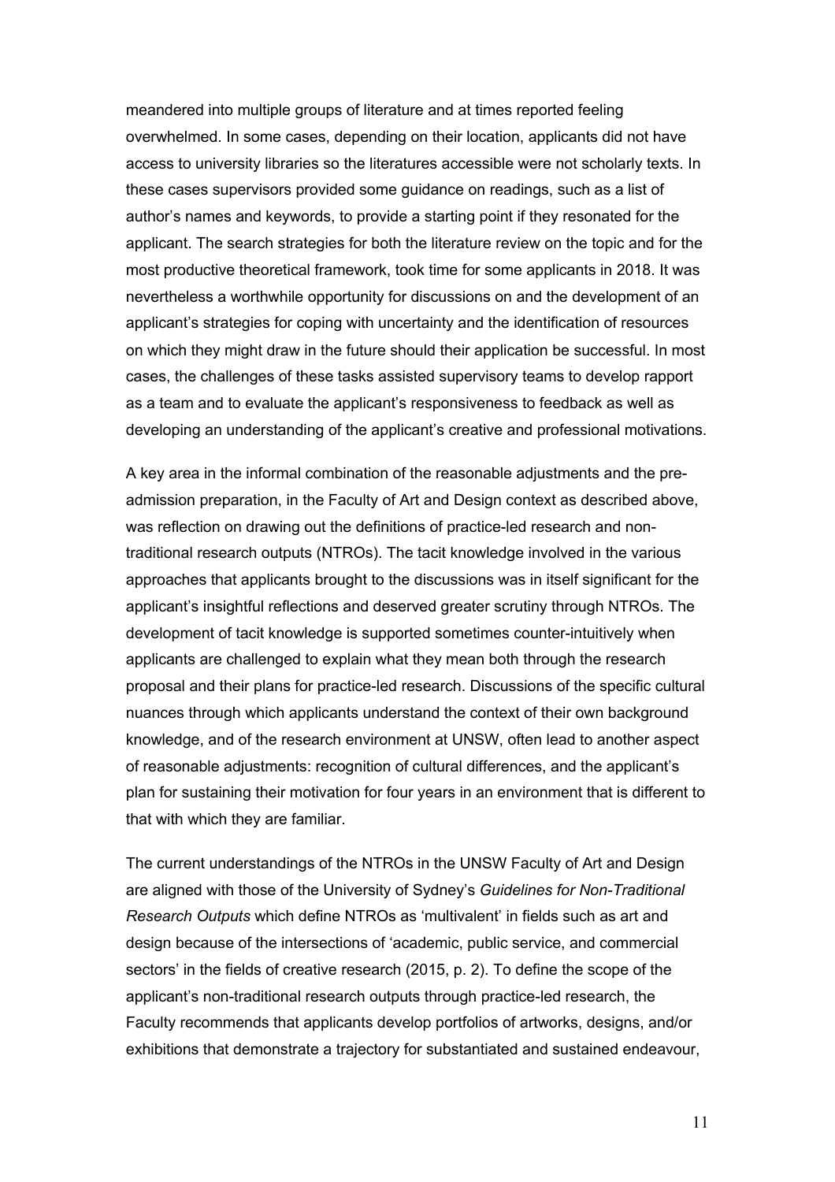meandered into multiple groups of literature and at times reported feeling overwhelmed. In some cases, depending on their location, applicants did not have access to university libraries so the literatures accessible were not scholarly texts. In these cases supervisors provided some guidance on readings, such as a list of author's names and keywords, to provide a starting point if they resonated for the applicant. The search strategies for both the literature review on the topic and for the most productive theoretical framework, took time for some applicants in 2018. It was nevertheless a worthwhile opportunity for discussions on and the development of an applicant's strategies for coping with uncertainty and the identification of resources on which they might draw in the future should their application be successful. In most cases, the challenges of these tasks assisted supervisory teams to develop rapport as a team and to evaluate the applicant's responsiveness to feedback as well as developing an understanding of the applicant's creative and professional motivations.

A key area in the informal combination of the reasonable adjustments and the pre-admission preparation, in the Faculty of Art and Design context as described above, was reflection on drawing out the definitions of practice-led research and non-traditional research outputs (NTROs). The tacit knowledge involved in the various approaches that applicants brought to the discussions was in itself significant for the applicant's insightful reflections and deserved greater scrutiny through NTROs. The development of tacit knowledge is supported sometimes counter-intuitively when applicants are challenged to explain what they mean both through the research proposal and their plans for practice-led research. Discussions of the specific cultural nuances through which applicants understand the context of their own background knowledge, and of the research environment at UNSW, often lead to another aspect of reasonable adjustments: recognition of cultural differences, and the applicant's plan for sustaining their motivation for four years in an environment that is different to that with which they are familiar.

The current understandings of the NTROs in the UNSW Faculty of Art and Design are aligned with those of the University of Sydney's *Guidelines for Non-Traditional Research Outputs* which define NTROs as 'multivalent' in fields such as art and design because of the intersections of 'academic, public service, and commercial sectors' in the fields of creative research (2015, p. 2). To define the scope of the applicant's non-traditional research outputs through practice-led research, the Faculty recommends that applicants develop portfolios of artworks, designs, and/or exhibitions that demonstrate a trajectory for substantiated and sustained endeavour,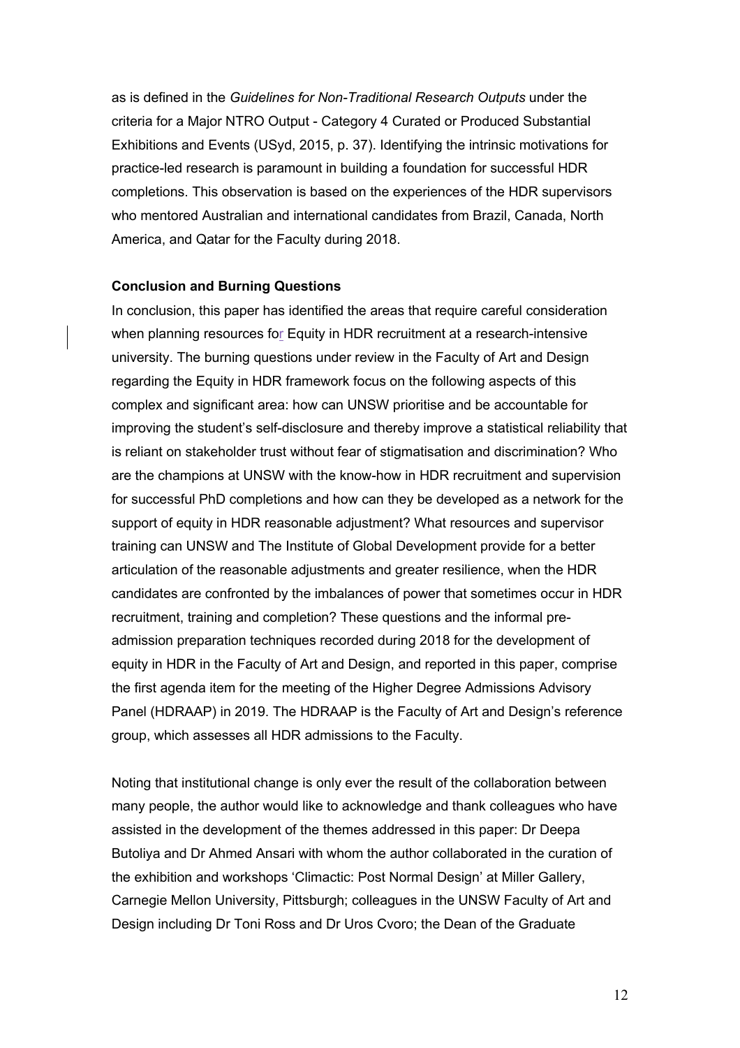as is defined in the *Guidelines for Non-Traditional Research Outputs* under the criteria for a Major NTRO Output - Category 4 Curated or Produced Substantial Exhibitions and Events (USyd, 2015, p. 37). Identifying the intrinsic motivations for practice-led research is paramount in building a foundation for successful HDR completions. This observation is based on the experiences of the HDR supervisors who mentored Australian and international candidates from Brazil, Canada, North America, and Qatar for the Faculty during 2018.

**Conclusion and Burning Questions**

In conclusion, this paper has identified the areas that require careful consideration when planning resources for Equity in HDR recruitment at a research-intensive university. The burning questions under review in the Faculty of Art and Design regarding the Equity in HDR framework focus on the following aspects of this complex and significant area: how can UNSW prioritise and be accountable for improving the student's self-disclosure and thereby improve a statistical reliability that is reliant on stakeholder trust without fear of stigmatisation and discrimination? Who are the champions at UNSW with the know-how in HDR recruitment and supervision for successful PhD completions and how can they be developed as a network for the support of equity in HDR reasonable adjustment? What resources and supervisor training can UNSW and The Institute of Global Development provide for a better articulation of the reasonable adjustments and greater resilience, when the HDR candidates are confronted by the imbalances of power that sometimes occur in HDR recruitment, training and completion? These questions and the informal pre-admission preparation techniques recorded during 2018 for the development of equity in HDR in the Faculty of Art and Design, and reported in this paper, comprise the first agenda item for the meeting of the Higher Degree Admissions Advisory Panel (HDRAAP) in 2019. The HDRAAP is the Faculty of Art and Design's reference group, which assesses all HDR admissions to the Faculty.

Noting that institutional change is only ever the result of the collaboration between many people, the author would like to acknowledge and thank colleagues who have assisted in the development of the themes addressed in this paper: Dr Deepa Butoliya and Dr Ahmed Ansari with whom the author collaborated in the curation of the exhibition and workshops 'Climactic: Post Normal Design' at Miller Gallery, Carnegie Mellon University, Pittsburgh; colleagues in the UNSW Faculty of Art and Design including Dr Toni Ross and Dr Uros Cvoro; the Dean of the Graduate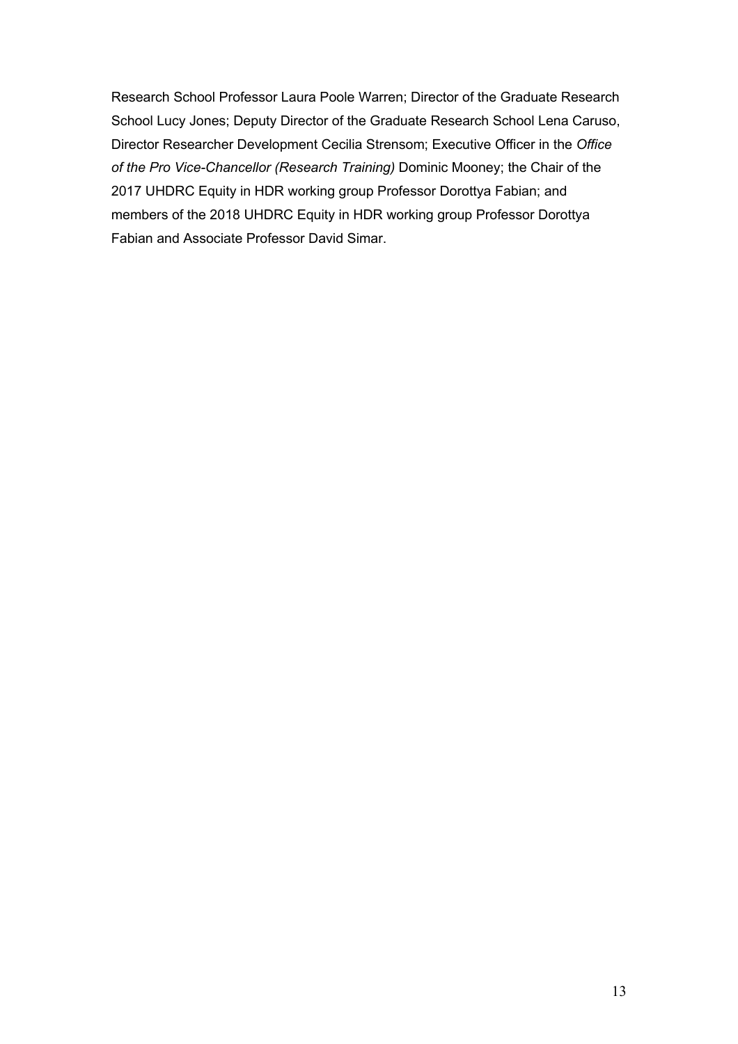Research School Professor Laura Poole Warren; Director of the Graduate Research School Lucy Jones; Deputy Director of the Graduate Research School Lena Caruso, Director Researcher Development Cecilia Strensom; Executive Officer in the *Office of the Pro Vice-Chancellor (Research Training)* Dominic Mooney; the Chair of the 2017 UHDRC Equity in HDR working group Professor Dorottya Fabian; and members of the 2018 UHDRC Equity in HDR working group Professor Dorottya Fabian and Associate Professor David Simar.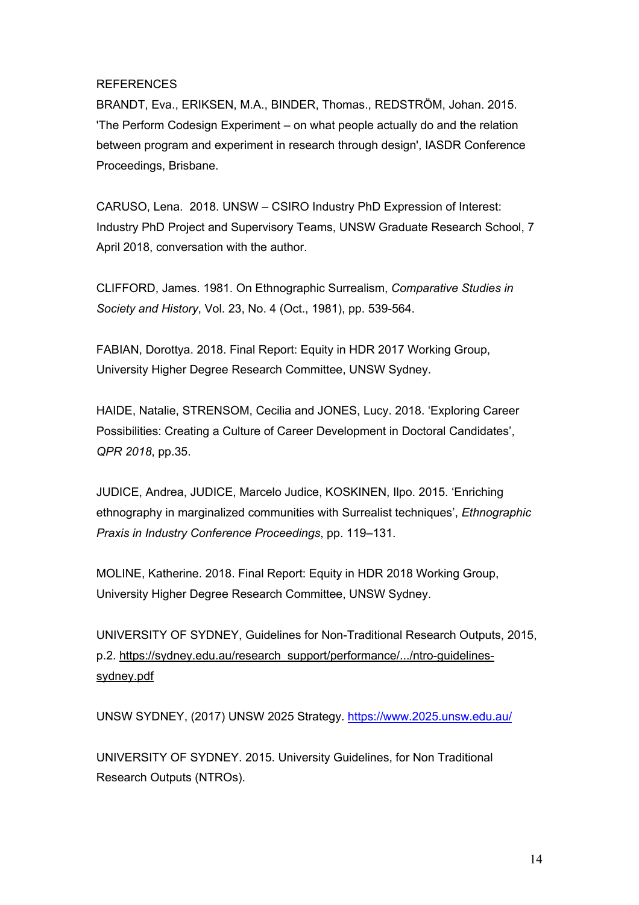REFERENCES

BRANDT, Eva., ERIKSEN, M.A., BINDER, Thomas., REDSTRÖM, Johan. 2015. 'The Perform Codesign Experiment – on what people actually do and the relation between program and experiment in research through design', IASDR Conference Proceedings, Brisbane.

CARUSO, Lena. 2018. UNSW – CSIRO Industry PhD Expression of Interest: Industry PhD Project and Supervisory Teams, UNSW Graduate Research School, 7 April 2018, conversation with the author.

CLIFFORD, James. 1981. On Ethnographic Surrealism, *Comparative Studies in Society and History*, Vol. 23, No. 4 (Oct., 1981), pp. 539-564.

FABIAN, Dorottya. 2018. Final Report: Equity in HDR 2017 Working Group, University Higher Degree Research Committee, UNSW Sydney.

HAIDE, Natalie, STRENSOM, Cecilia and JONES, Lucy. 2018. 'Exploring Career Possibilities: Creating a Culture of Career Development in Doctoral Candidates', *QPR 2018*, pp.35.

JUDICE, Andrea, JUDICE, Marcelo Judice, KOSKINEN, Ilpo. 2015. 'Enriching ethnography in marginalized communities with Surrealist techniques', *Ethnographic Praxis in Industry Conference Proceedings*, pp. 119–131.

MOLINE, Katherine. 2018. Final Report: Equity in HDR 2018 Working Group, University Higher Degree Research Committee, UNSW Sydney.

UNIVERSITY OF SYDNEY, Guidelines for Non-Traditional Research Outputs, 2015, p.2. https://sydney.edu.au/research_support/performance/.../ntro-guidelines-sydney.pdf

UNSW SYDNEY, (2017) UNSW 2025 Strategy. https://www.2025.unsw.edu.au/

UNIVERSITY OF SYDNEY. 2015. University Guidelines, for Non Traditional Research Outputs (NTROs).